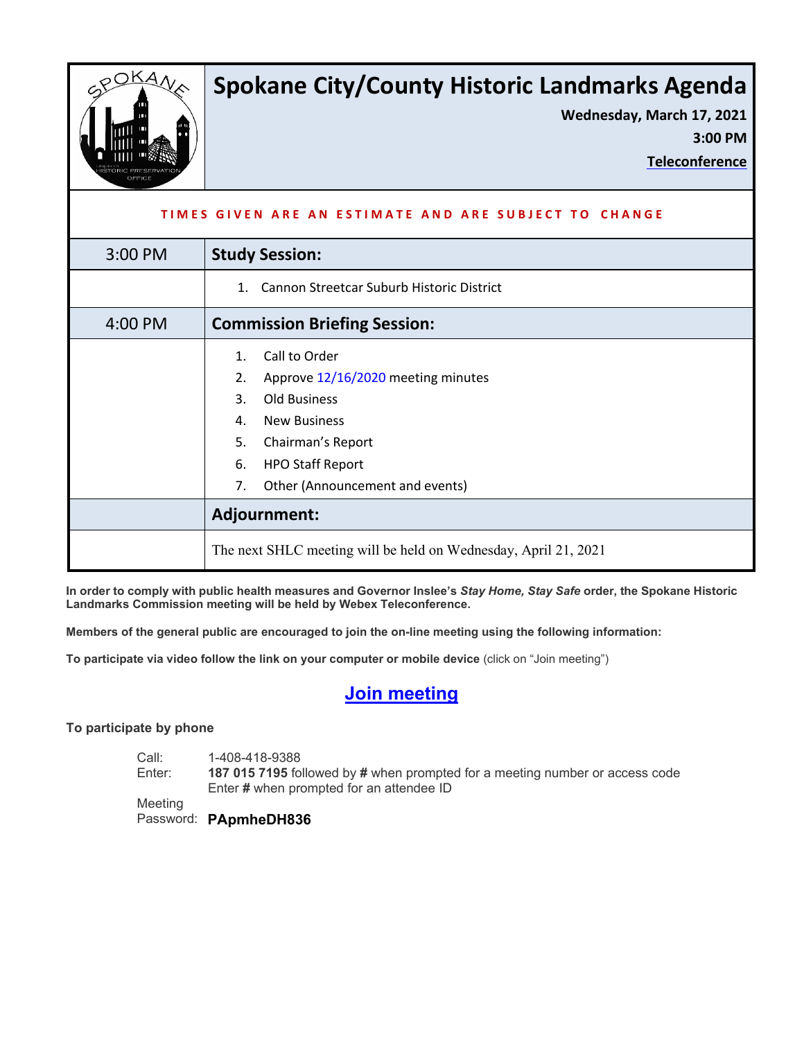# Spokane City/County Historic Landmarks Agenda

**Wednesday, March 17, 2021**

**3:00 PM**

**Teleconference**

**TIMES GIVEN ARE AN ESTIMATE AND ARE SUBJECT TO CHANGE**

| Time | Agenda |
|---|---|
| 3:00 PM | **Study Session:** |
| | 1. Cannon Streetcar Suburb Historic District |
| 4:00 PM | **Commission Briefing Session:** |
| | 1. Call to Order<br>2. Approve 12/16/2020 meeting minutes<br>3. Old Business<br>4. New Business<br>5. Chairman's Report<br>6. HPO Staff Report<br>7. Other (Announcement and events) |
| | **Adjournment:** |
| | The next SHLC meeting will be held on Wednesday, April 21, 2021 |

**In order to comply with public health measures and Governor Inslee's *Stay Home, Stay Safe* order, the Spokane Historic Landmarks Commission meeting will be held by Webex Teleconference.**

**Members of the general public are encouraged to join the on-line meeting using the following information:**

**To participate via video follow the link on your computer or mobile device** (click on "Join meeting")

## Join meeting

**To participate by phone**

Call: 1-408-418-9388

Enter: **187 015 7195** followed by **#** when prompted for a meeting number or access code
Enter **#** when prompted for an attendee ID

Meeting Password: **PApmheDH836**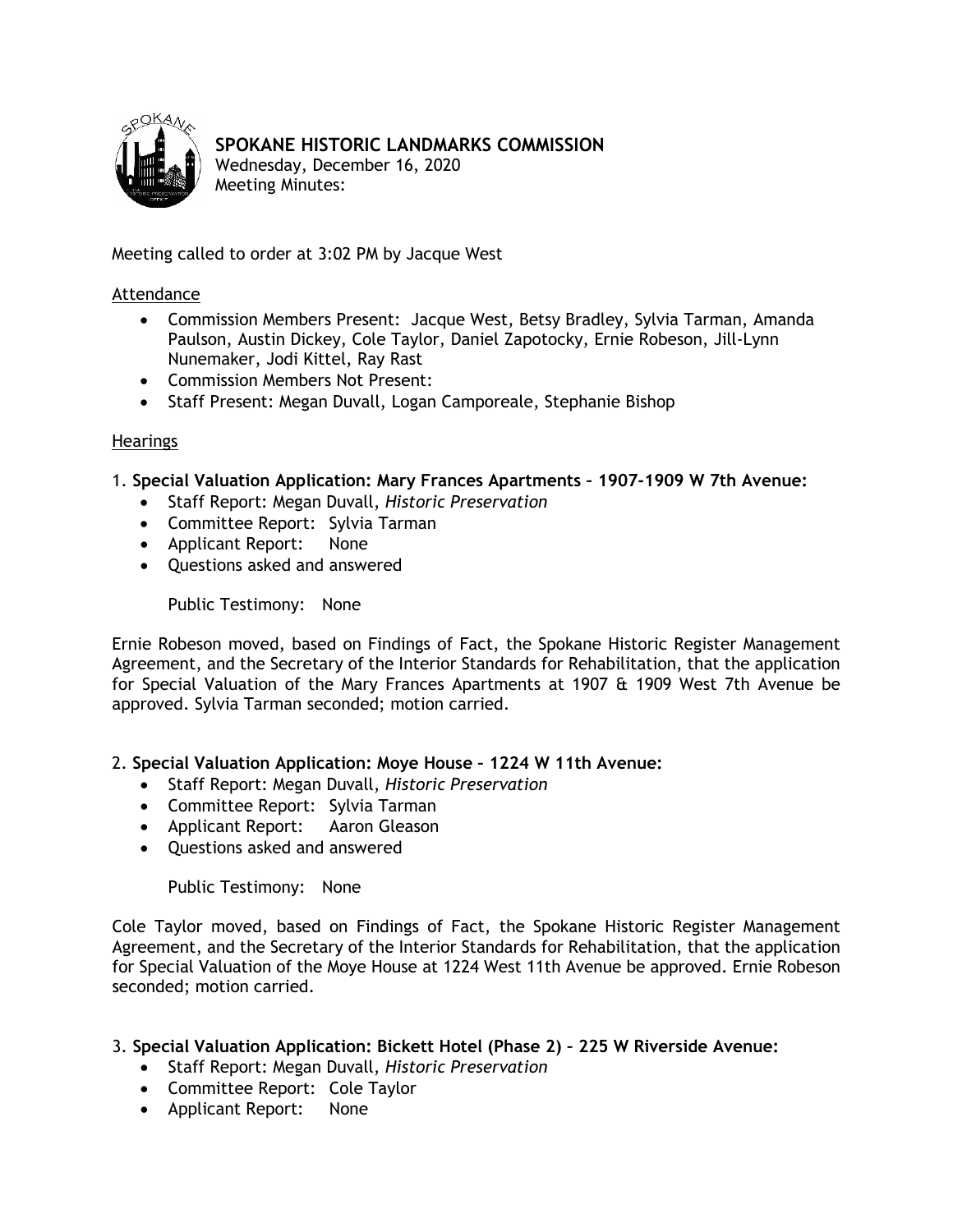# SPOKANE HISTORIC LANDMARKS COMMISSION

Wednesday, December 16, 2020
Meeting Minutes:

Meeting called to order at 3:02 PM by Jacque West

Attendance

- Commission Members Present: Jacque West, Betsy Bradley, Sylvia Tarman, Amanda Paulson, Austin Dickey, Cole Taylor, Daniel Zapotocky, Ernie Robeson, Jill-Lynn Nunemaker, Jodi Kittel, Ray Rast
- Commission Members Not Present:
- Staff Present: Megan Duvall, Logan Camporeale, Stephanie Bishop

Hearings

1. **Special Valuation Application: Mary Frances Apartments – 1907-1909 W 7th Avenue:**
   - Staff Report: Megan Duvall, *Historic Preservation*
   - Committee Report: Sylvia Tarman
   - Applicant Report: None
   - Questions asked and answered

   Public Testimony: None

Ernie Robeson moved, based on Findings of Fact, the Spokane Historic Register Management Agreement, and the Secretary of the Interior Standards for Rehabilitation, that the application for Special Valuation of the Mary Frances Apartments at 1907 & 1909 West 7th Avenue be approved. Sylvia Tarman seconded; motion carried.

2. **Special Valuation Application: Moye House – 1224 W 11th Avenue:**
   - Staff Report: Megan Duvall, *Historic Preservation*
   - Committee Report: Sylvia Tarman
   - Applicant Report: Aaron Gleason
   - Questions asked and answered

   Public Testimony: None

Cole Taylor moved, based on Findings of Fact, the Spokane Historic Register Management Agreement, and the Secretary of the Interior Standards for Rehabilitation, that the application for Special Valuation of the Moye House at 1224 West 11th Avenue be approved. Ernie Robeson seconded; motion carried.

3. **Special Valuation Application: Bickett Hotel (Phase 2) – 225 W Riverside Avenue:**
   - Staff Report: Megan Duvall, *Historic Preservation*
   - Committee Report: Cole Taylor
   - Applicant Report: None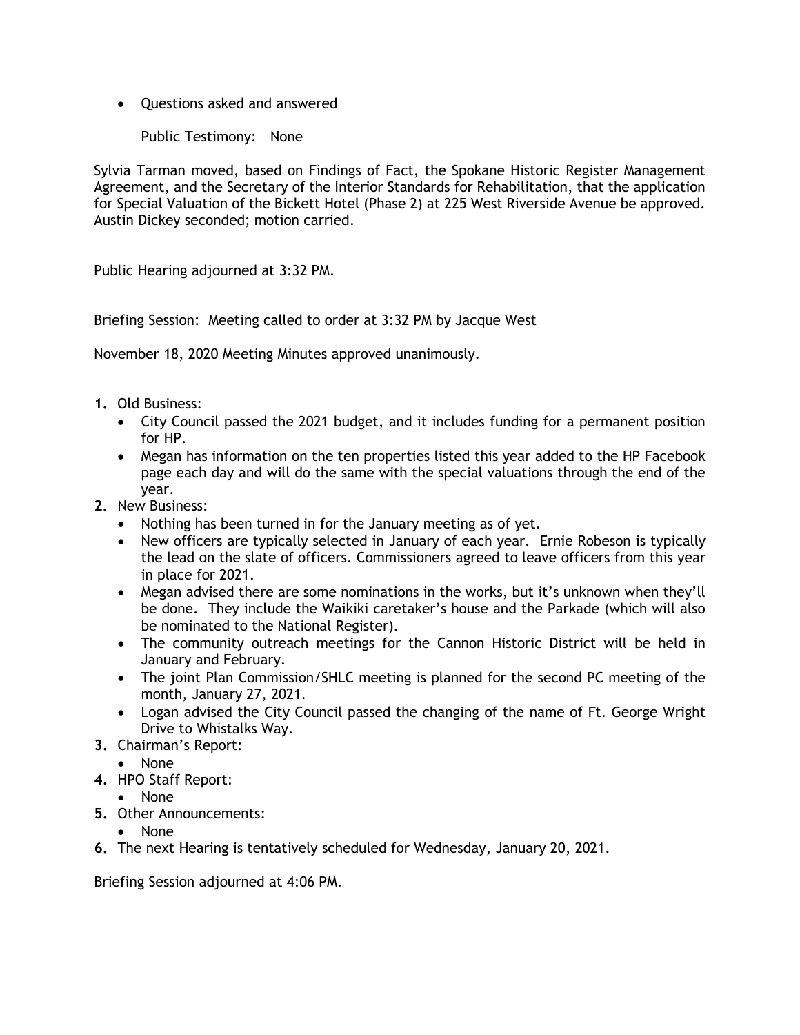- Questions asked and answered

  Public Testimony: None

Sylvia Tarman moved, based on Findings of Fact, the Spokane Historic Register Management Agreement, and the Secretary of the Interior Standards for Rehabilitation, that the application for Special Valuation of the Bickett Hotel (Phase 2) at 225 West Riverside Avenue be approved. Austin Dickey seconded; motion carried.

Public Hearing adjourned at 3:32 PM.

Briefing Session: Meeting called to order at 3:32 PM by Jacque West

November 18, 2020 Meeting Minutes approved unanimously.

1. Old Business:
   - City Council passed the 2021 budget, and it includes funding for a permanent position for HP.
   - Megan has information on the ten properties listed this year added to the HP Facebook page each day and will do the same with the special valuations through the end of the year.
2. New Business:
   - Nothing has been turned in for the January meeting as of yet.
   - New officers are typically selected in January of each year. Ernie Robeson is typically the lead on the slate of officers. Commissioners agreed to leave officers from this year in place for 2021.
   - Megan advised there are some nominations in the works, but it's unknown when they'll be done. They include the Waikiki caretaker's house and the Parkade (which will also be nominated to the National Register).
   - The community outreach meetings for the Cannon Historic District will be held in January and February.
   - The joint Plan Commission/SHLC meeting is planned for the second PC meeting of the month, January 27, 2021.
   - Logan advised the City Council passed the changing of the name of Ft. George Wright Drive to Whistalks Way.
3. Chairman's Report:
   - None
4. HPO Staff Report:
   - None
5. Other Announcements:
   - None
6. The next Hearing is tentatively scheduled for Wednesday, January 20, 2021.

Briefing Session adjourned at 4:06 PM.